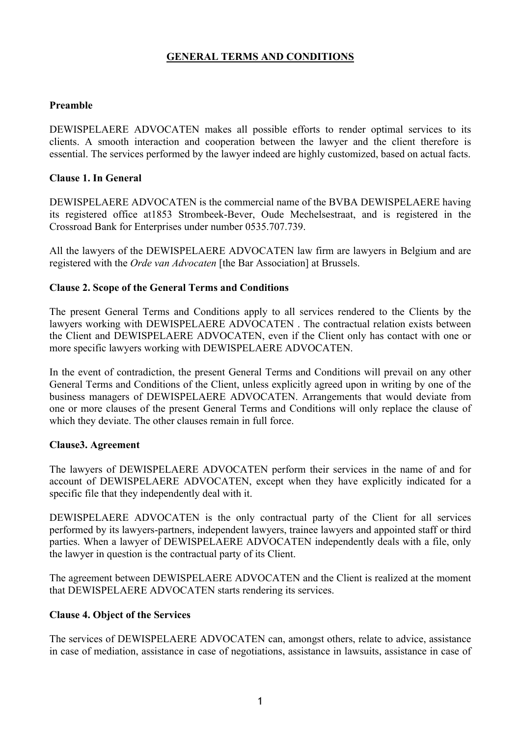# GENERAL TERMS AND CONDITIONS

**Preamble**

DEWISPELAERE ADVOCATEN makes all possible efforts to render optimal services to its clients. A smooth interaction and cooperation between the lawyer and the client therefore is essential. The services performed by the lawyer indeed are highly customized, based on actual facts.

**Clause 1. In General**

DEWISPELAERE ADVOCATEN is the commercial name of the BVBA DEWISPELAERE having its registered office at1853 Strombeek-Bever, Oude Mechelsestraat, and is registered in the Crossroad Bank for Enterprises under number 0535.707.739.

All the lawyers of the DEWISPELAERE ADVOCATEN law firm are lawyers in Belgium and are registered with the *Orde van Advocaten* [the Bar Association] at Brussels.

**Clause 2. Scope of the General Terms and Conditions**

The present General Terms and Conditions apply to all services rendered to the Clients by the lawyers working with DEWISPELAERE ADVOCATEN . The contractual relation exists between the Client and DEWISPELAERE ADVOCATEN, even if the Client only has contact with one or more specific lawyers working with DEWISPELAERE ADVOCATEN.

In the event of contradiction, the present General Terms and Conditions will prevail on any other General Terms and Conditions of the Client, unless explicitly agreed upon in writing by one of the business managers of DEWISPELAERE ADVOCATEN. Arrangements that would deviate from one or more clauses of the present General Terms and Conditions will only replace the clause of which they deviate. The other clauses remain in full force.

**Clause3. Agreement**

The lawyers of DEWISPELAERE ADVOCATEN perform their services in the name of and for account of DEWISPELAERE ADVOCATEN, except when they have explicitly indicated for a specific file that they independently deal with it.

DEWISPELAERE ADVOCATEN is the only contractual party of the Client for all services performed by its lawyers-partners, independent lawyers, trainee lawyers and appointed staff or third parties. When a lawyer of DEWISPELAERE ADVOCATEN independently deals with a file, only the lawyer in question is the contractual party of its Client.

The agreement between DEWISPELAERE ADVOCATEN and the Client is realized at the moment that DEWISPELAERE ADVOCATEN starts rendering its services.

**Clause 4. Object of the Services**

The services of DEWISPELAERE ADVOCATEN can, amongst others, relate to advice, assistance in case of mediation, assistance in case of negotiations, assistance in lawsuits, assistance in case of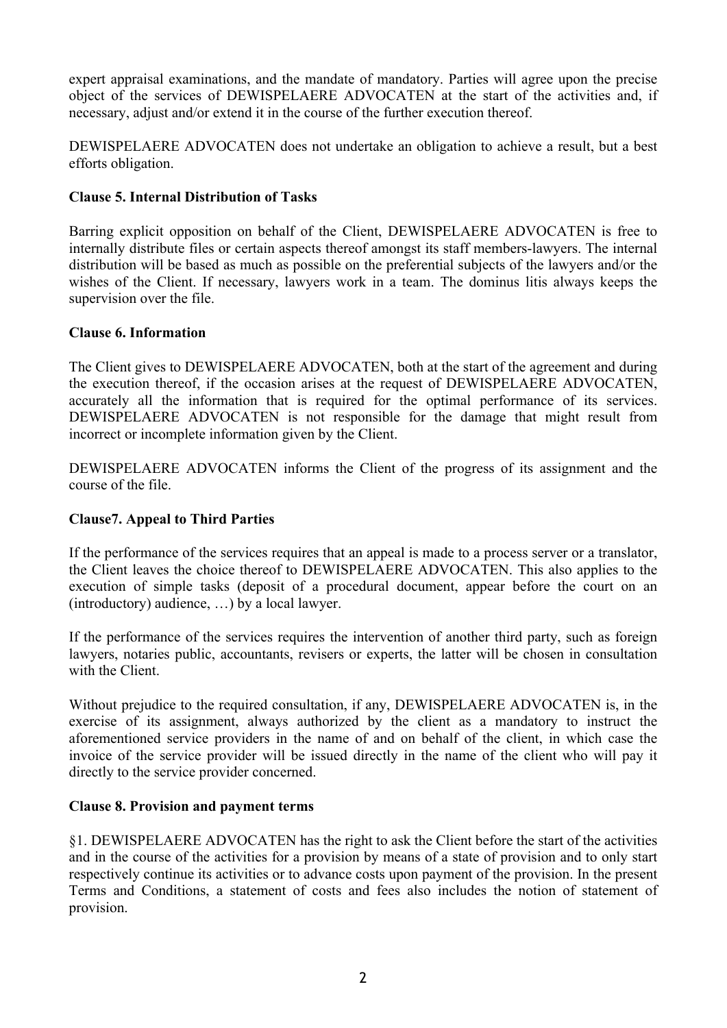expert appraisal examinations, and the mandate of mandatory. Parties will agree upon the precise object of the services of DEWISPELAERE ADVOCATEN at the start of the activities and, if necessary, adjust and/or extend it in the course of the further execution thereof.

DEWISPELAERE ADVOCATEN does not undertake an obligation to achieve a result, but a best efforts obligation.

**Clause 5. Internal Distribution of Tasks**

Barring explicit opposition on behalf of the Client, DEWISPELAERE ADVOCATEN is free to internally distribute files or certain aspects thereof amongst its staff members-lawyers. The internal distribution will be based as much as possible on the preferential subjects of the lawyers and/or the wishes of the Client. If necessary, lawyers work in a team. The dominus litis always keeps the supervision over the file.

**Clause 6. Information**

The Client gives to DEWISPELAERE ADVOCATEN, both at the start of the agreement and during the execution thereof, if the occasion arises at the request of DEWISPELAERE ADVOCATEN, accurately all the information that is required for the optimal performance of its services. DEWISPELAERE ADVOCATEN is not responsible for the damage that might result from incorrect or incomplete information given by the Client.

DEWISPELAERE ADVOCATEN informs the Client of the progress of its assignment and the course of the file.

**Clause7. Appeal to Third Parties**

If the performance of the services requires that an appeal is made to a process server or a translator, the Client leaves the choice thereof to DEWISPELAERE ADVOCATEN. This also applies to the execution of simple tasks (deposit of a procedural document, appear before the court on an (introductory) audience, …) by a local lawyer.

If the performance of the services requires the intervention of another third party, such as foreign lawyers, notaries public, accountants, revisers or experts, the latter will be chosen in consultation with the Client.

Without prejudice to the required consultation, if any, DEWISPELAERE ADVOCATEN is, in the exercise of its assignment, always authorized by the client as a mandatory to instruct the aforementioned service providers in the name of and on behalf of the client, in which case the invoice of the service provider will be issued directly in the name of the client who will pay it directly to the service provider concerned.

**Clause 8. Provision and payment terms**

§1. DEWISPELAERE ADVOCATEN has the right to ask the Client before the start of the activities and in the course of the activities for a provision by means of a state of provision and to only start respectively continue its activities or to advance costs upon payment of the provision. In the present Terms and Conditions, a statement of costs and fees also includes the notion of statement of provision.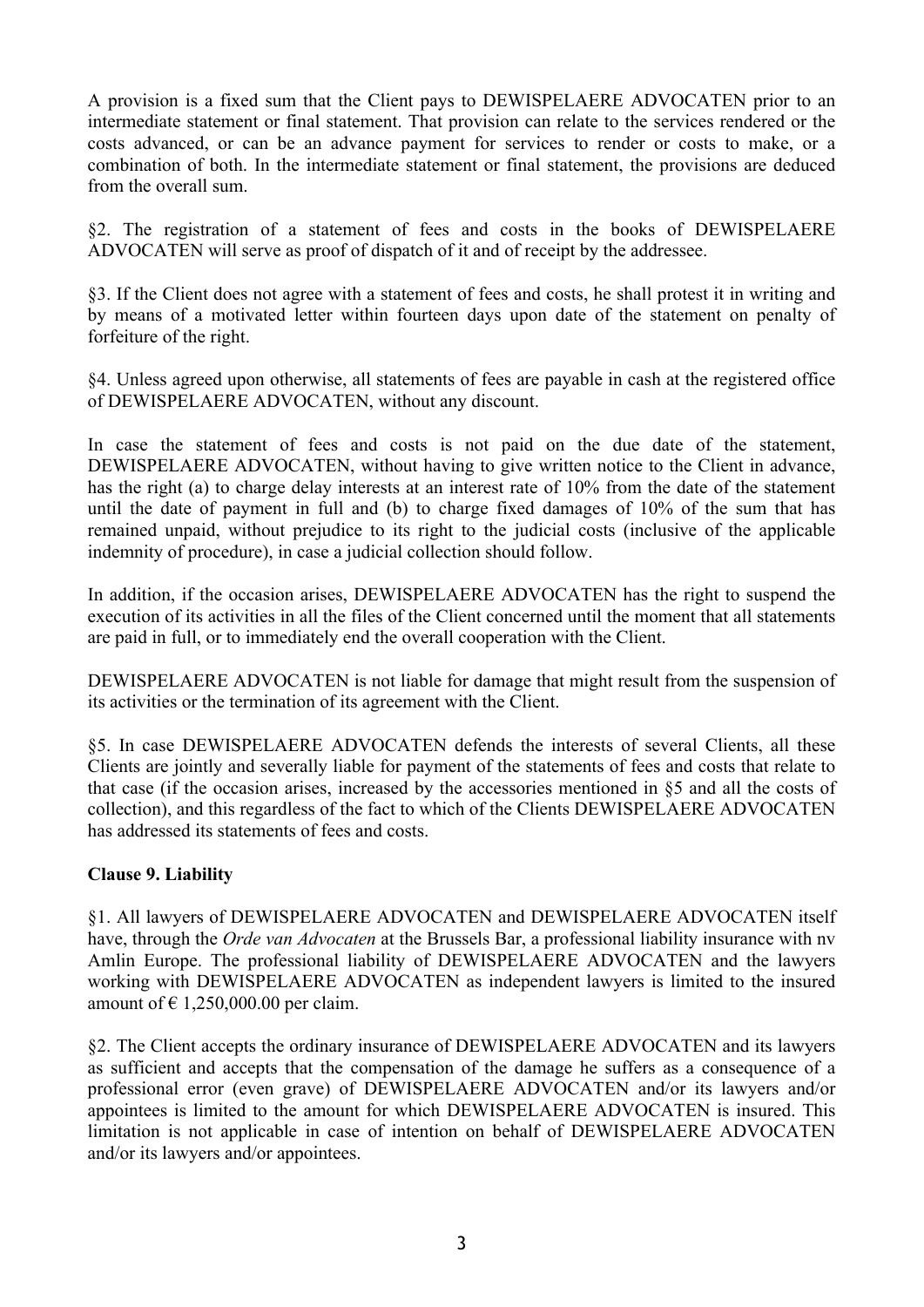A provision is a fixed sum that the Client pays to DEWISPELAERE ADVOCATEN prior to an intermediate statement or final statement. That provision can relate to the services rendered or the costs advanced, or can be an advance payment for services to render or costs to make, or a combination of both. In the intermediate statement or final statement, the provisions are deduced from the overall sum.

§2. The registration of a statement of fees and costs in the books of DEWISPELAERE ADVOCATEN will serve as proof of dispatch of it and of receipt by the addressee.

§3. If the Client does not agree with a statement of fees and costs, he shall protest it in writing and by means of a motivated letter within fourteen days upon date of the statement on penalty of forfeiture of the right.

§4. Unless agreed upon otherwise, all statements of fees are payable in cash at the registered office of DEWISPELAERE ADVOCATEN, without any discount.

In case the statement of fees and costs is not paid on the due date of the statement, DEWISPELAERE ADVOCATEN, without having to give written notice to the Client in advance, has the right (a) to charge delay interests at an interest rate of 10% from the date of the statement until the date of payment in full and (b) to charge fixed damages of 10% of the sum that has remained unpaid, without prejudice to its right to the judicial costs (inclusive of the applicable indemnity of procedure), in case a judicial collection should follow.

In addition, if the occasion arises, DEWISPELAERE ADVOCATEN has the right to suspend the execution of its activities in all the files of the Client concerned until the moment that all statements are paid in full, or to immediately end the overall cooperation with the Client.

DEWISPELAERE ADVOCATEN is not liable for damage that might result from the suspension of its activities or the termination of its agreement with the Client.

§5. In case DEWISPELAERE ADVOCATEN defends the interests of several Clients, all these Clients are jointly and severally liable for payment of the statements of fees and costs that relate to that case (if the occasion arises, increased by the accessories mentioned in §5 and all the costs of collection), and this regardless of the fact to which of the Clients DEWISPELAERE ADVOCATEN has addressed its statements of fees and costs.

**Clause 9. Liability**

§1. All lawyers of DEWISPELAERE ADVOCATEN and DEWISPELAERE ADVOCATEN itself have, through the *Orde van Advocaten* at the Brussels Bar, a professional liability insurance with nv Amlin Europe. The professional liability of DEWISPELAERE ADVOCATEN and the lawyers working with DEWISPELAERE ADVOCATEN as independent lawyers is limited to the insured amount of € 1,250,000.00 per claim.

§2. The Client accepts the ordinary insurance of DEWISPELAERE ADVOCATEN and its lawyers as sufficient and accepts that the compensation of the damage he suffers as a consequence of a professional error (even grave) of DEWISPELAERE ADVOCATEN and/or its lawyers and/or appointees is limited to the amount for which DEWISPELAERE ADVOCATEN is insured. This limitation is not applicable in case of intention on behalf of DEWISPELAERE ADVOCATEN and/or its lawyers and/or appointees.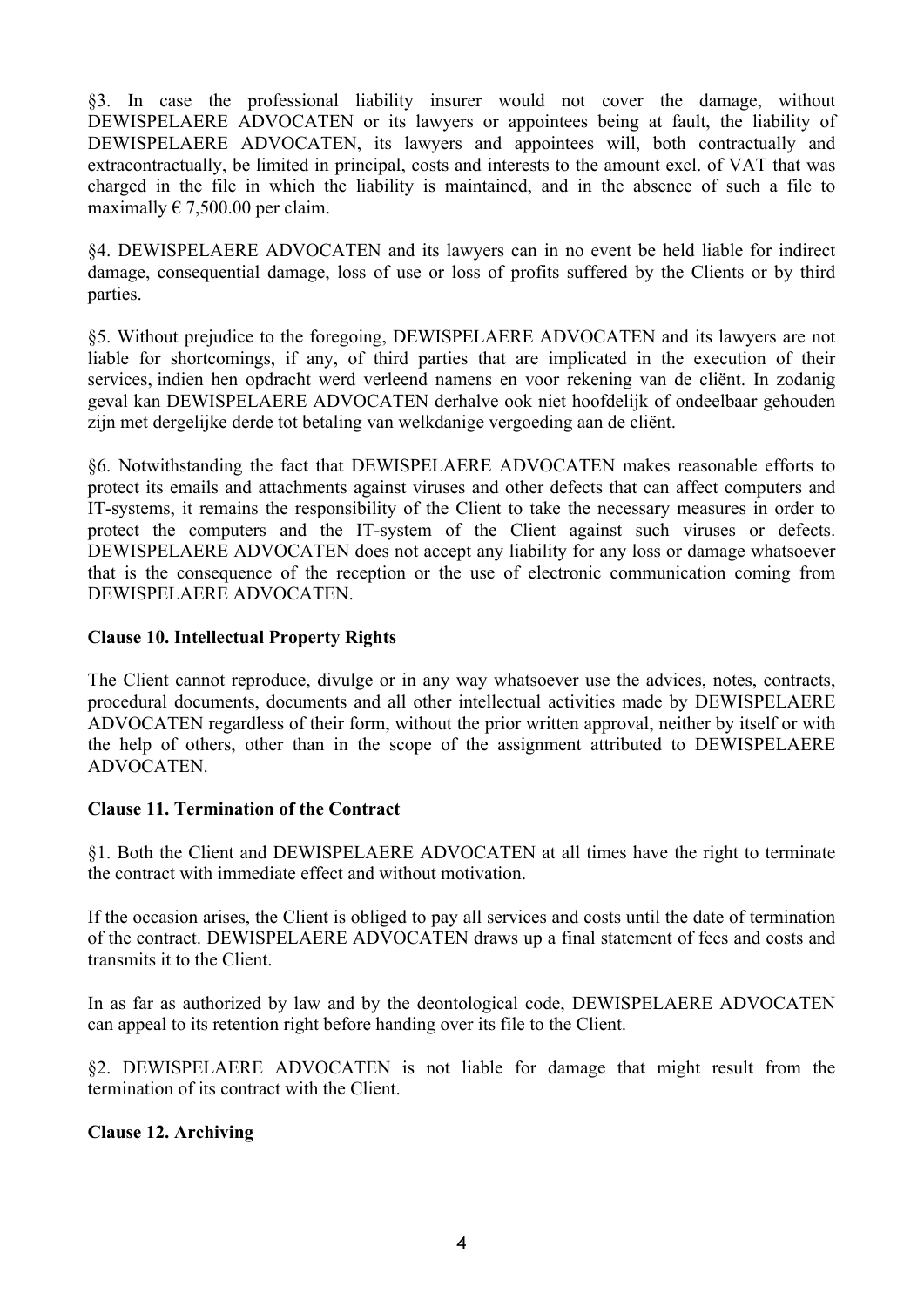§3. In case the professional liability insurer would not cover the damage, without DEWISPELAERE ADVOCATEN or its lawyers or appointees being at fault, the liability of DEWISPELAERE ADVOCATEN, its lawyers and appointees will, both contractually and extracontractually, be limited in principal, costs and interests to the amount excl. of VAT that was charged in the file in which the liability is maintained, and in the absence of such a file to maximally € 7,500.00 per claim.

§4. DEWISPELAERE ADVOCATEN and its lawyers can in no event be held liable for indirect damage, consequential damage, loss of use or loss of profits suffered by the Clients or by third parties.

§5. Without prejudice to the foregoing, DEWISPELAERE ADVOCATEN and its lawyers are not liable for shortcomings, if any, of third parties that are implicated in the execution of their services, indien hen opdracht werd verleend namens en voor rekening van de cliënt. In zodanig geval kan DEWISPELAERE ADVOCATEN derhalve ook niet hoofdelijk of ondeelbaar gehouden zijn met dergelijke derde tot betaling van welkdanige vergoeding aan de cliënt.

§6. Notwithstanding the fact that DEWISPELAERE ADVOCATEN makes reasonable efforts to protect its emails and attachments against viruses and other defects that can affect computers and IT-systems, it remains the responsibility of the Client to take the necessary measures in order to protect the computers and the IT-system of the Client against such viruses or defects. DEWISPELAERE ADVOCATEN does not accept any liability for any loss or damage whatsoever that is the consequence of the reception or the use of electronic communication coming from DEWISPELAERE ADVOCATEN.

**Clause 10. Intellectual Property Rights**

The Client cannot reproduce, divulge or in any way whatsoever use the advices, notes, contracts, procedural documents, documents and all other intellectual activities made by DEWISPELAERE ADVOCATEN regardless of their form, without the prior written approval, neither by itself or with the help of others, other than in the scope of the assignment attributed to DEWISPELAERE ADVOCATEN.

**Clause 11. Termination of the Contract**

§1. Both the Client and DEWISPELAERE ADVOCATEN at all times have the right to terminate the contract with immediate effect and without motivation.

If the occasion arises, the Client is obliged to pay all services and costs until the date of termination of the contract. DEWISPELAERE ADVOCATEN draws up a final statement of fees and costs and transmits it to the Client.

In as far as authorized by law and by the deontological code, DEWISPELAERE ADVOCATEN can appeal to its retention right before handing over its file to the Client.

§2. DEWISPELAERE ADVOCATEN is not liable for damage that might result from the termination of its contract with the Client.

**Clause 12. Archiving**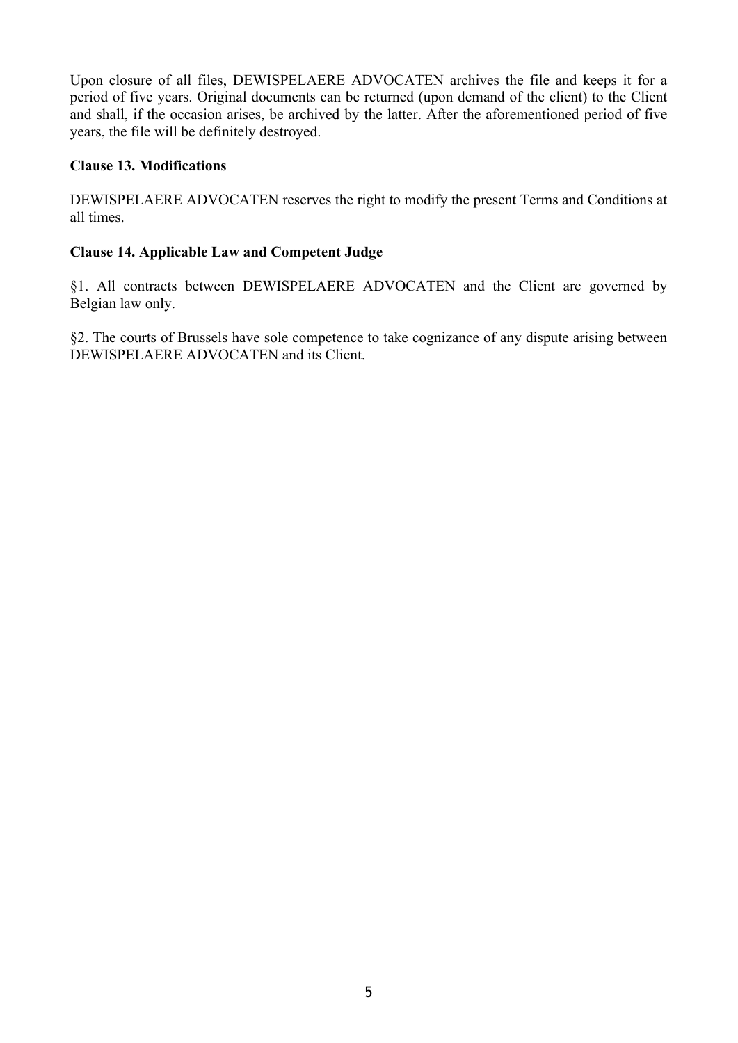Upon closure of all files, DEWISPELAERE ADVOCATEN archives the file and keeps it for a period of five years. Original documents can be returned (upon demand of the client) to the Client and shall, if the occasion arises, be archived by the latter. After the aforementioned period of five years, the file will be definitely destroyed.

**Clause 13. Modifications**

DEWISPELAERE ADVOCATEN reserves the right to modify the present Terms and Conditions at all times.

**Clause 14. Applicable Law and Competent Judge**

§1. All contracts between DEWISPELAERE ADVOCATEN and the Client are governed by Belgian law only.

§2. The courts of Brussels have sole competence to take cognizance of any dispute arising between DEWISPELAERE ADVOCATEN and its Client.